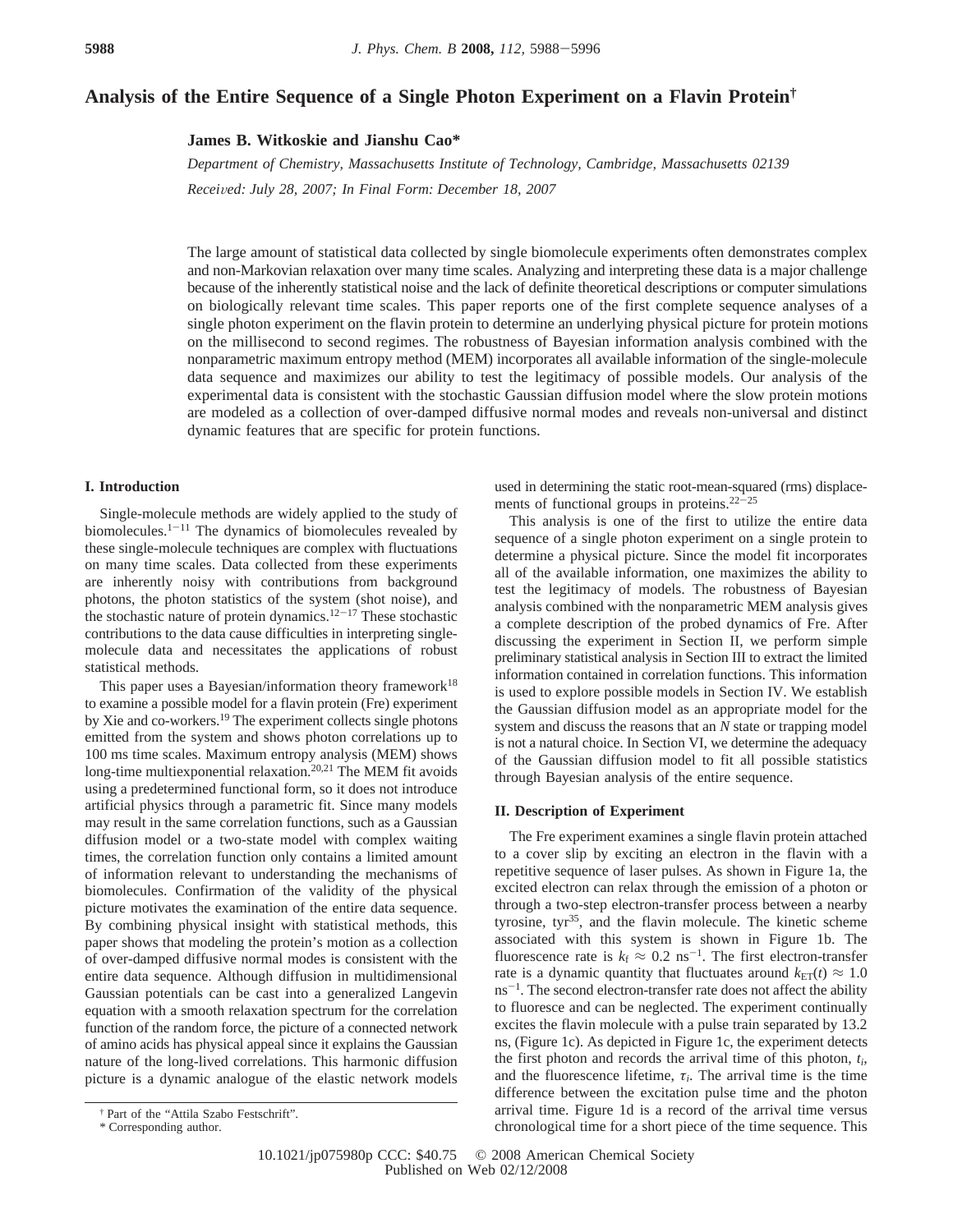# Analysis of the Entire Sequence of a Single Photon Experiment on a Flavin Protein[†]

**James B. Witkoskie and Jianshu Cao***

*Department of Chemistry, Massachusetts Institute of Technology, Cambridge, Massachusetts 02139*

*Received: July 28, 2007; In Final Form: December 18, 2007*

The large amount of statistical data collected by single biomolecule experiments often demonstrates complex and non-Markovian relaxation over many time scales. Analyzing and interpreting these data is a major challenge because of the inherently statistical noise and the lack of definite theoretical descriptions or computer simulations on biologically relevant time scales. This paper reports one of the first complete sequence analyses of a single photon experiment on the flavin protein to determine an underlying physical picture for protein motions on the millisecond to second regimes. The robustness of Bayesian information analysis combined with the nonparametric maximum entropy method (MEM) incorporates all available information of the single-molecule data sequence and maximizes our ability to test the legitimacy of possible models. Our analysis of the experimental data is consistent with the stochastic Gaussian diffusion model where the slow protein motions are modeled as a collection of over-damped diffusive normal modes and reveals non-universal and distinct dynamic features that are specific for protein functions.

## I. Introduction

Single-molecule methods are widely applied to the study of biomolecules.[1−11] The dynamics of biomolecules revealed by these single-molecule techniques are complex with fluctuations on many time scales. Data collected from these experiments are inherently noisy with contributions from background photons, the photon statistics of the system (shot noise), and the stochastic nature of protein dynamics.[12−17] These stochastic contributions to the data cause difficulties in interpreting single-molecule data and necessitates the applications of robust statistical methods.

This paper uses a Bayesian/information theory framework[18] to examine a possible model for a flavin protein (Fre) experiment by Xie and co-workers.[19] The experiment collects single photons emitted from the system and shows photon correlations up to 100 ms time scales. Maximum entropy analysis (MEM) shows long-time multiexponential relaxation.[20,21] The MEM fit avoids using a predetermined functional form, so it does not introduce artificial physics through a parametric fit. Since many models may result in the same correlation functions, such as a Gaussian diffusion model or a two-state model with complex waiting times, the correlation function only contains a limited amount of information relevant to understanding the mechanisms of biomolecules. Confirmation of the validity of the physical picture motivates the examination of the entire data sequence. By combining physical insight with statistical methods, this paper shows that modeling the protein's motion as a collection of over-damped diffusive normal modes is consistent with the entire data sequence. Although diffusion in multidimensional Gaussian potentials can be cast into a generalized Langevin equation with a smooth relaxation spectrum for the correlation function of the random force, the picture of a connected network of amino acids has physical appeal since it explains the Gaussian nature of the long-lived correlations. This harmonic diffusion picture is a dynamic analogue of the elastic network models used in determining the static root-mean-squared (rms) displacements of functional groups in proteins.[22−25]

This analysis is one of the first to utilize the entire data sequence of a single photon experiment on a single protein to determine a physical picture. Since the model fit incorporates all of the available information, one maximizes the ability to test the legitimacy of models. The robustness of Bayesian analysis combined with the nonparametric MEM analysis gives a complete description of the probed dynamics of Fre. After discussing the experiment in Section II, we perform simple preliminary statistical analysis in Section III to extract the limited information contained in correlation functions. This information is used to explore possible models in Section IV. We establish the Gaussian diffusion model as an appropriate model for the system and discuss the reasons that an $N$ state or trapping model is not a natural choice. In Section VI, we determine the adequacy of the Gaussian diffusion model to fit all possible statistics through Bayesian analysis of the entire sequence.

## II. Description of Experiment

The Fre experiment examines a single flavin protein attached to a cover slip by exciting an electron in the flavin with a repetitive sequence of laser pulses. As shown in Figure 1a, the excited electron can relax through the emission of a photon or through a two-step electron-transfer process between a nearby tyrosine, tyr[35], and the flavin molecule. The kinetic scheme associated with this system is shown in Figure 1b. The fluorescence rate is $k_f \approx 0.2$ ns$^{-1}$. The first electron-transfer rate is a dynamic quantity that fluctuates around $k_{ET}(t) \approx 1.0$ ns$^{-1}$. The second electron-transfer rate does not affect the ability to fluoresce and can be neglected. The experiment continually excites the flavin molecule with a pulse train separated by 13.2 ns, (Figure 1c). As depicted in Figure 1c, the experiment detects the first photon and records the arrival time of this photon, $t_i$, and the fluorescence lifetime, $\tau_i$. The arrival time is the time difference between the excitation pulse time and the photon arrival time. Figure 1d is a record of the arrival time versus chronological time for a short piece of the time sequence. This

[†] Part of the "Attila Szabo Festschrift".

\* Corresponding author.

10.1021/jp075980p CCC: \$40.75 © 2008 American Chemical Society
Published on Web 02/12/2008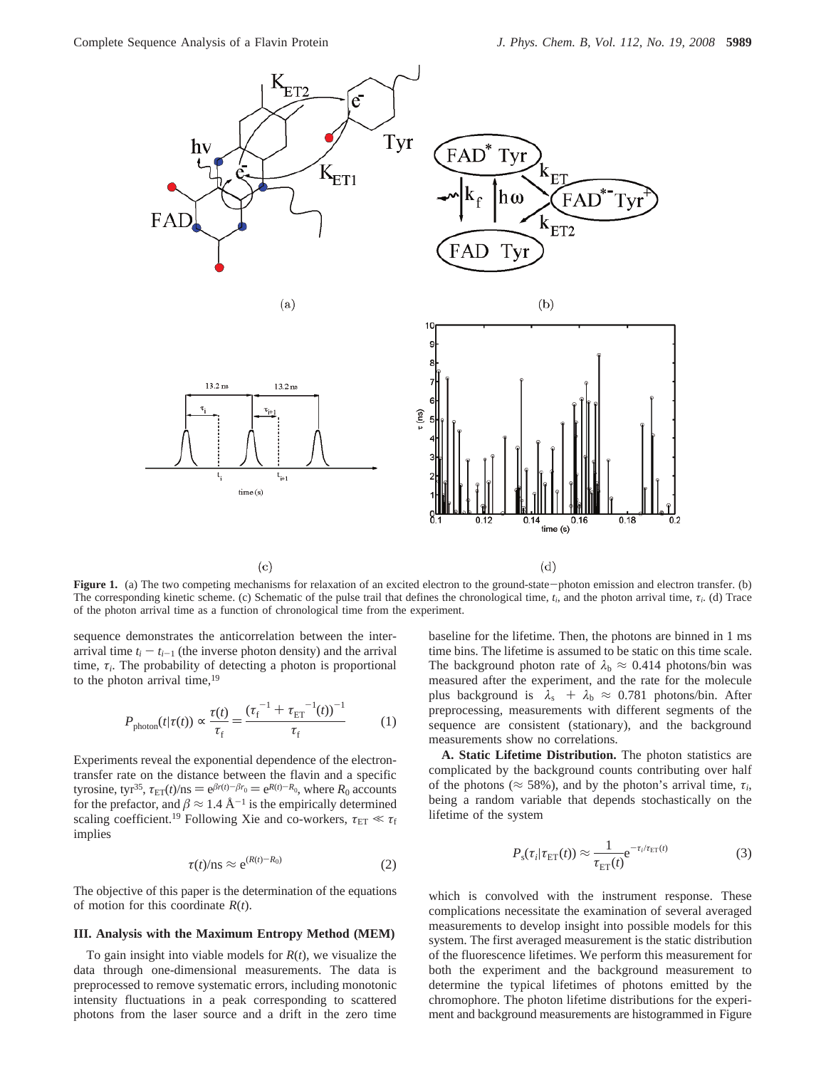**Figure 1.** (a) The two competing mechanisms for relaxation of an excited electron to the ground-state−photon emission and electron transfer. (b) The corresponding kinetic scheme. (c) Schematic of the pulse trail that defines the chronological time, $t_i$, and the photon arrival time, $\tau_i$. (d) Trace of the photon arrival time as a function of chronological time from the experiment.

sequence demonstrates the anticorrelation between the interarrival time $t_i - t_{i-1}$ (the inverse photon density) and the arrival time, $\tau_i$. The probability of detecting a photon is proportional to the photon arrival time,[19]

$$P_{\mathrm{photon}}(t|\tau(t)) \propto \frac{\tau(t)}{\tau_{\mathrm{f}}} = \frac{(\tau_{\mathrm{f}}^{-1} + \tau_{\mathrm{ET}}^{-1}(t))^{-1}}{\tau_{\mathrm{f}}} \tag{1}$$

Experiments reveal the exponential dependence of the electron-transfer rate on the distance between the flavin and a specific tyrosine, tyr35, $\tau_{\mathrm{ET}}(t)/\mathrm{ns} = e^{\beta r(t) - \beta r_0} = e^{R(t) - R_0}$, where $R_0$ accounts for the prefactor, and $\beta \approx 1.4$ Å$^{-1}$ is the empirically determined scaling coefficient.[19] Following Xie and co-workers, $\tau_{\mathrm{ET}} \ll \tau_{\mathrm{f}}$ implies

$$\tau(t)/\mathrm{ns} \approx e^{(R(t) - R_0)} \tag{2}$$

The objective of this paper is the determination of the equations of motion for this coordinate $R(t)$.

### III. Analysis with the Maximum Entropy Method (MEM)

To gain insight into viable models for $R(t)$, we visualize the data through one-dimensional measurements. The data is preprocessed to remove systematic errors, including monotonic intensity fluctuations in a peak corresponding to scattered photons from the laser source and a drift in the zero time baseline for the lifetime. Then, the photons are binned in 1 ms time bins. The lifetime is assumed to be static on this time scale. The background photon rate of $\lambda_{\mathrm{b}} \approx 0.414$ photons/bin was measured after the experiment, and the rate for the molecule plus background is $\lambda_{\mathrm{s}} + \lambda_{\mathrm{b}} \approx 0.781$ photons/bin. After preprocessing, measurements with different segments of the sequence are consistent (stationary), and the background measurements show no correlations.

**A. Static Lifetime Distribution.** The photon statistics are complicated by the background counts contributing over half of the photons ($\approx$ 58%), and by the photon's arrival time, $\tau_i$, being a random variable that depends stochastically on the lifetime of the system

$$P_{\mathrm{s}}(\tau_i|\tau_{\mathrm{ET}}(t)) \approx \frac{1}{\tau_{\mathrm{ET}}(t)} e^{-\tau_i/\tau_{\mathrm{ET}}(t)} \tag{3}$$

which is convolved with the instrument response. These complications necessitate the examination of several averaged measurements to develop insight into possible models for this system. The first averaged measurement is the static distribution of the fluorescence lifetimes. We perform this measurement for both the experiment and the background measurement to determine the typical lifetimes of photons emitted by the chromophore. The photon lifetime distributions for the experiment and background measurements are histogrammed in Figure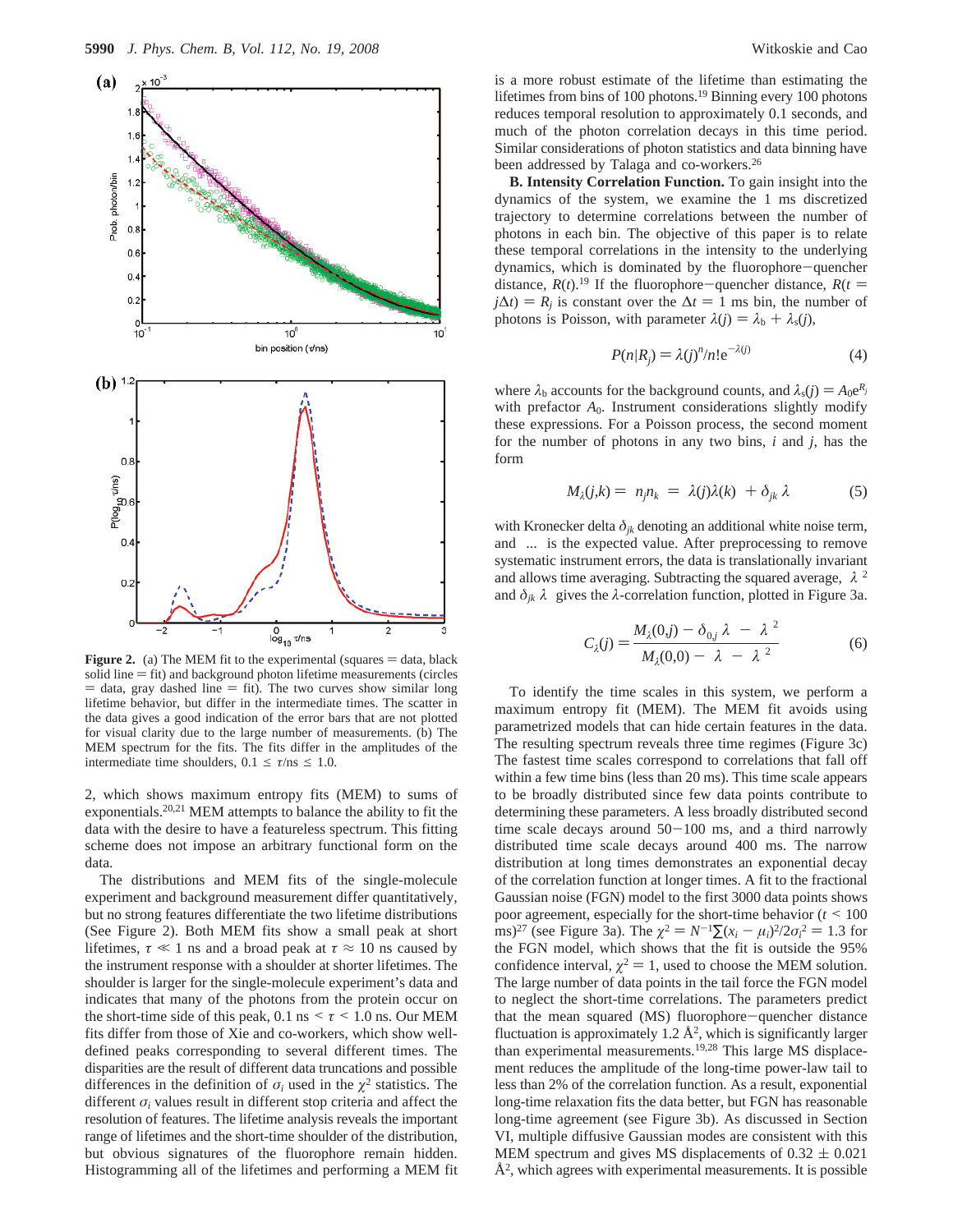Figure 2. (a) The MEM fit to the experimental (squares = data, black solid line = fit) and background photon lifetime measurements (circles = data, gray dashed line = fit). The two curves show similar long lifetime behavior, but differ in the intermediate times. The scatter in the data gives a good indication of the error bars that are not plotted for visual clarity due to the large number of measurements. (b) The MEM spectrum for the fits. The fits differ in the amplitudes of the intermediate time shoulders, $0.1 \leq \tau/\text{ns} \leq 1.0$.

2, which shows maximum entropy fits (MEM) to sums of exponentials.[20,21] MEM attempts to balance the ability to fit the data with the desire to have a featureless spectrum. This fitting scheme does not impose an arbitrary functional form on the data.

The distributions and MEM fits of the single-molecule experiment and background measurement differ quantitatively, but no strong features differentiate the two lifetime distributions (See Figure 2). Both MEM fits show a small peak at short lifetimes, $\tau \ll 1$ ns and a broad peak at $\tau \approx 10$ ns caused by the instrument response with a shoulder at shorter lifetimes. The shoulder is larger for the single-molecule experiment's data and indicates that many of the photons from the protein occur on the short-time side of this peak, $0.1 \text{ ns} < \tau < 1.0$ ns. Our MEM fits differ from those of Xie and co-workers, which show well-defined peaks corresponding to several different times. The disparities are the result of different data truncations and possible differences in the definition of $\sigma_i$ used in the $\chi^2$ statistics. The different $\sigma_i$ values result in different stop criteria and affect the resolution of features. The lifetime analysis reveals the important range of lifetimes and the short-time shoulder of the distribution, but obvious signatures of the fluorophore remain hidden. Histogramming all of the lifetimes and performing a MEM fit is a more robust estimate of the lifetime than estimating the lifetimes from bins of 100 photons.[19] Binning every 100 photons reduces temporal resolution to approximately 0.1 seconds, and much of the photon correlation decays in this time period. Similar considerations of photon statistics and data binning have been addressed by Talaga and co-workers.[26]

**B. Intensity Correlation Function.** To gain insight into the dynamics of the system, we examine the 1 ms discretized trajectory to determine correlations between the number of photons in each bin. The objective of this paper is to relate these temporal correlations in the intensity to the underlying dynamics, which is dominated by the fluorophore−quencher distance, $R(t)$.[19] If the fluorophore−quencher distance, $R(t = j\Delta t) = R_j$ is constant over the $\Delta t = 1$ ms bin, the number of photons is Poisson, with parameter $\lambda(j) = \lambda_b + \lambda_s(j)$,

$$P(n|R_j) = \lambda(j)^n/n!\,e^{-\lambda(j)} \tag{4}$$

where $\lambda_b$ accounts for the background counts, and $\lambda_s(j) = A_0 e^{R_j}$ with prefactor $A_0$. Instrument considerations slightly modify these expressions. For a Poisson process, the second moment for the number of photons in any two bins, $i$ and $j$, has the form

$$M_\lambda(j,k) = \langle n_j n_k \rangle = \langle \lambda(j)\lambda(k) \rangle + \delta_{jk} \langle \lambda \rangle \tag{5}$$

with Kronecker delta $\delta_{jk}$ denoting an additional white noise term, and $\langle \ldots \rangle$ is the expected value. After preprocessing to remove systematic instrument errors, the data is translationally invariant and allows time averaging. Subtracting the squared average, $\langle \lambda \rangle^2$ and $\delta_{jk} \langle \lambda \rangle$ gives the $\lambda$-correlation function, plotted in Figure 3a.

$$C_\lambda(j) = \frac{M_\lambda(0,j) - \delta_{0,j}\langle \lambda \rangle - \langle \lambda \rangle^2}{M_\lambda(0,0) - \langle \lambda \rangle - \langle \lambda \rangle^2} \tag{6}$$

To identify the time scales in this system, we perform a maximum entropy fit (MEM). The MEM fit avoids using parametrized models that can hide certain features in the data. The resulting spectrum reveals three time regimes (Figure 3c) The fastest time scales correspond to correlations that fall off within a few time bins (less than 20 ms). This time scale appears to be broadly distributed since few data points contribute to determining these parameters. A less broadly distributed second time scale decays around 50−100 ms, and a third narrowly distributed time scale decays around 400 ms. The narrow distribution at long times demonstrates an exponential decay of the correlation function at longer times. A fit to the fractional Gaussian noise (FGN) model to the first 3000 data points shows poor agreement, especially for the short-time behavior ($t < 100$ ms)[27] (see Figure 3a). The $\chi^2 = N^{-1}\sum(x_i - \mu_i)^2/2\sigma_i^2 = 1.3$ for the FGN model, which shows that the fit is outside the 95% confidence interval, $\chi^2 = 1$, used to choose the MEM solution. The large number of data points in the tail force the FGN model to neglect the short-time correlations. The parameters predict that the mean squared (MS) fluorophore−quencher distance fluctuation is approximately 1.2 Å$^2$, which is significantly larger than experimental measurements.[19,28] This large MS displacement reduces the amplitude of the long-time power-law tail to less than 2% of the correlation function. As a result, exponential long-time relaxation fits the data better, but FGN has reasonable long-time agreement (see Figure 3b). As discussed in Section VI, multiple diffusive Gaussian modes are consistent with this MEM spectrum and gives MS displacements of $0.32 \pm 0.021$ Å$^2$, which agrees with experimental measurements. It is possible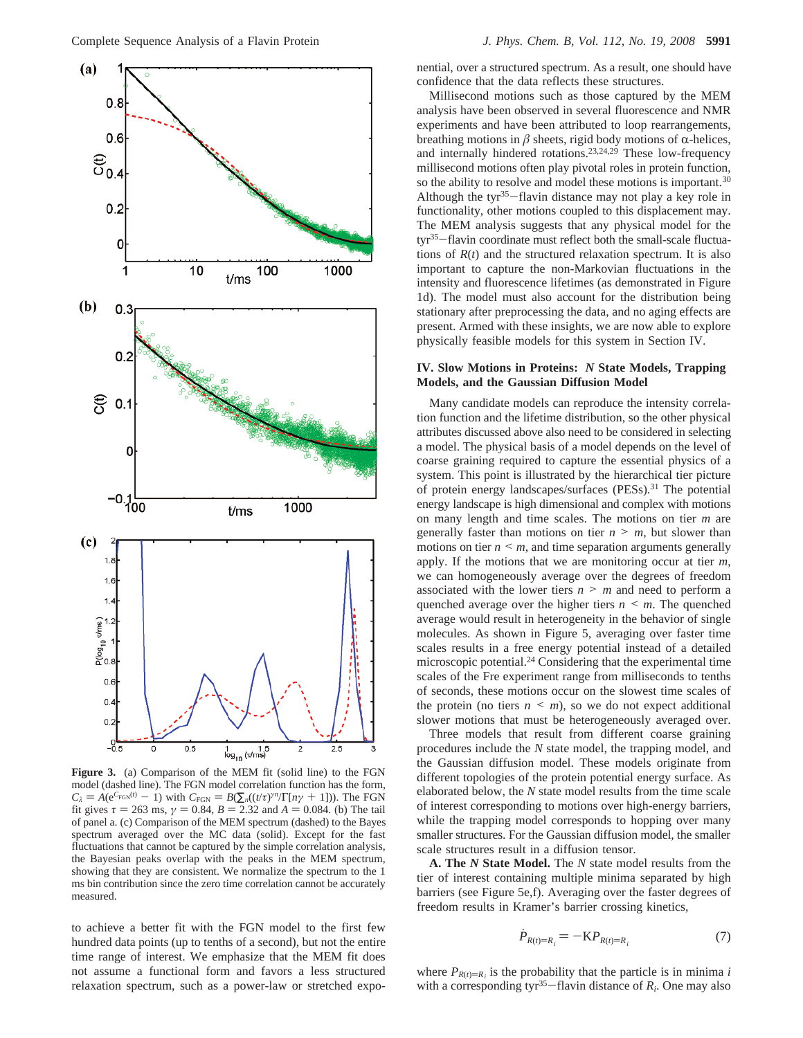**Figure 3.** (a) Comparison of the MEM fit (solid line) to the FGN model (dashed line). The FGN model correlation function has the form, $C_\lambda = A(e^{C_{FGN}(t)} - 1)$ with $C_{FGN} = B(\sum_n((t/\tau)^{\gamma n}/\Gamma[n\gamma + 1]))$. The FGN fit gives $\tau = 263$ ms, $\gamma = 0.84$, $B = 2.32$ and $A = 0.084$. (b) The tail of panel a. (c) Comparison of the MEM spectrum (dashed) to the Bayes spectrum averaged over the MC data (solid). Except for the fast fluctuations that cannot be captured by the simple correlation analysis, the Bayesian peaks overlap with the peaks in the MEM spectrum, showing that they are consistent. We normalize the spectrum to the 1 ms bin contribution since the zero time correlation cannot be accurately measured.

to achieve a better fit with the FGN model to the first few hundred data points (up to tenths of a second), but not the entire time range of interest. We emphasize that the MEM fit does not assume a functional form and favors a less structured relaxation spectrum, such as a power-law or stretched exponential, over a structured spectrum. As a result, one should have confidence that the data reflects these structures.

Millisecond motions such as those captured by the MEM analysis have been observed in several fluorescence and NMR experiments and have been attributed to loop rearrangements, breathing motions in $\beta$ sheets, rigid body motions of $\alpha$-helices, and internally hindered rotations.[23,24,29] These low-frequency millisecond motions often play pivotal roles in protein function, so the ability to resolve and model these motions is important.[30] Although the tyr[35]−flavin distance may not play a key role in functionality, other motions coupled to this displacement may. The MEM analysis suggests that any physical model for the tyr[35]−flavin coordinate must reflect both the small-scale fluctuations of $R(t)$ and the structured relaxation spectrum. It is also important to capture the non-Markovian fluctuations in the intensity and fluorescence lifetimes (as demonstrated in Figure 1d). The model must also account for the distribution being stationary after preprocessing the data, and no aging effects are present. Armed with these insights, we are now able to explore physically feasible models for this system in Section IV.

## IV. Slow Motions in Proteins: *N* State Models, Trapping Models, and the Gaussian Diffusion Model

Many candidate models can reproduce the intensity correlation function and the lifetime distribution, so the other physical attributes discussed above also need to be considered in selecting a model. The physical basis of a model depends on the level of coarse graining required to capture the essential physics of a system. This point is illustrated by the hierarchical tier picture of protein energy landscapes/surfaces (PESs).[31] The potential energy landscape is high dimensional and complex with motions on many length and time scales. The motions on tier $m$ are generally faster than motions on tier $n > m$, but slower than motions on tier $n < m$, and time separation arguments generally apply. If the motions that we are monitoring occur at tier $m$, we can homogeneously average over the degrees of freedom associated with the lower tiers $n > m$ and need to perform a quenched average over the higher tiers $n < m$. The quenched average would result in heterogeneity in the behavior of single molecules. As shown in Figure 5, averaging over faster time scales results in a free energy potential instead of a detailed microscopic potential.[24] Considering that the experimental time scales of the Fre experiment range from milliseconds to tenths of seconds, these motions occur on the slowest time scales of the protein (no tiers $n < m$), so we do not expect additional slower motions that must be heterogeneously averaged over.

Three models that result from different coarse graining procedures include the $N$ state model, the trapping model, and the Gaussian diffusion model. These models originate from different topologies of the protein potential energy surface. As elaborated below, the $N$ state model results from the time scale of interest corresponding to motions over high-energy barriers, while the trapping model corresponds to hopping over many smaller structures. For the Gaussian diffusion model, the smaller scale structures result in a diffusion tensor.

**A. The *N* State Model.** The $N$ state model results from the tier of interest containing multiple minima separated by high barriers (see Figure 5e,f). Averaging over the faster degrees of freedom results in Kramer's barrier crossing kinetics,

$$\dot{P}_{R(t)=R_i} = -\mathrm{K}P_{R(t)=R_i} \tag{7}$$

where $P_{R(t)=R_i}$ is the probability that the particle is in minima $i$ with a corresponding tyr[35]−flavin distance of $R_i$. One may also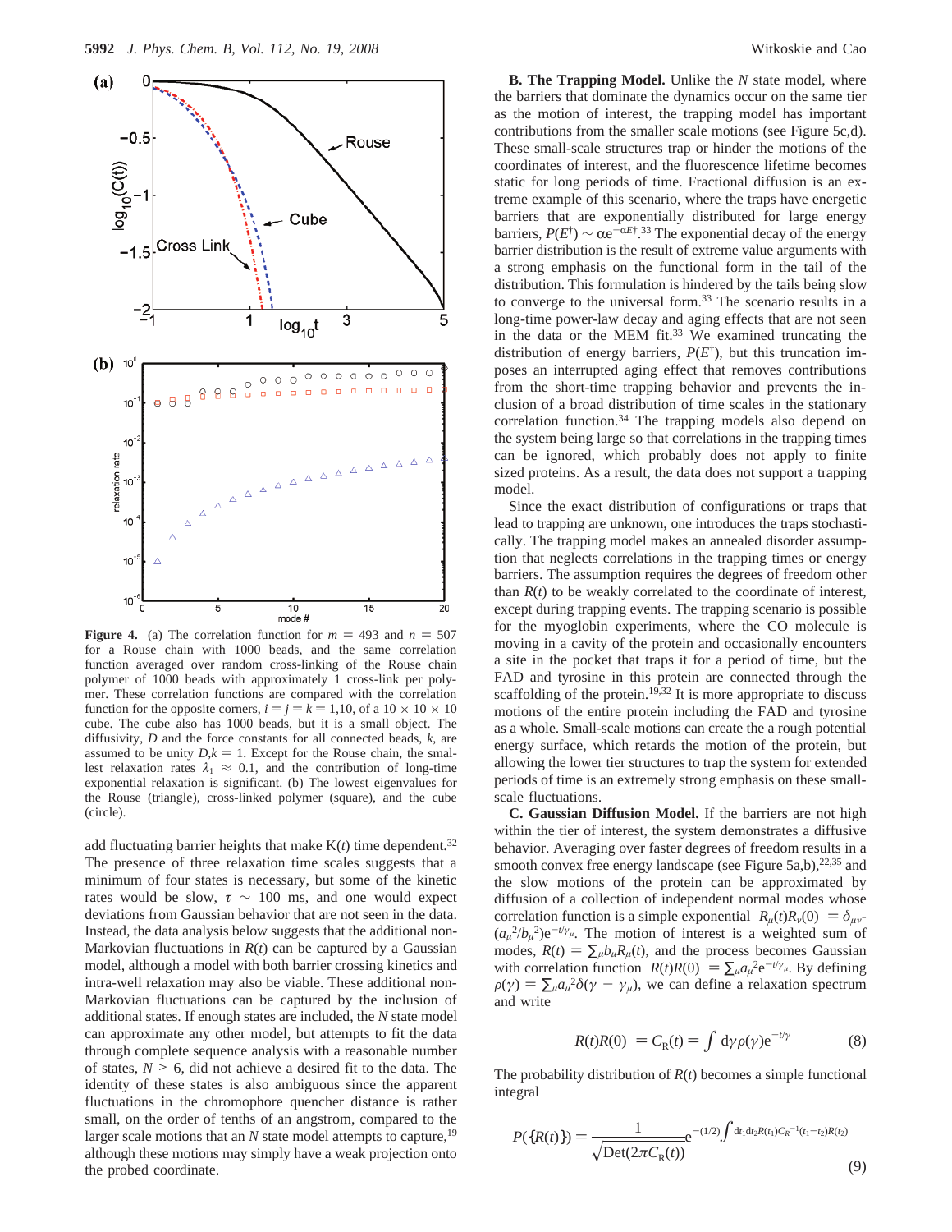**Figure 4.** (a) The correlation function for $m = 493$ and $n = 507$ for a Rouse chain with 1000 beads, and the same correlation function averaged over random cross-linking of the Rouse chain polymer of 1000 beads with approximately 1 cross-link per polymer. These correlation functions are compared with the correlation function for the opposite corners, $i = j = k = 1{,}10$, of a $10 \times 10 \times 10$ cube. The cube also has 1000 beads, but it is a small object. The diffusivity, $D$ and the force constants for all connected beads, $k$, are assumed to be unity $D,k = 1$. Except for the Rouse chain, the smallest relaxation rates $\lambda_1 \approx 0.1$, and the contribution of long-time exponential relaxation is significant. (b) The lowest eigenvalues for the Rouse (triangle), cross-linked polymer (square), and the cube (circle).

add fluctuating barrier heights that make K($t$) time dependent.[32] The presence of three relaxation time scales suggests that a minimum of four states is necessary, but some of the kinetic rates would be slow, $\tau \sim 100$ ms, and one would expect deviations from Gaussian behavior that are not seen in the data. Instead, the data analysis below suggests that the additional non-Markovian fluctuations in $R(t)$ can be captured by a Gaussian model, although a model with both barrier crossing kinetics and intra-well relaxation may also be viable. These additional non-Markovian fluctuations can be captured by the inclusion of additional states. If enough states are included, the $N$ state model can approximate any other model, but attempts to fit the data through complete sequence analysis with a reasonable number of states, $N > 6$, did not achieve a desired fit to the data. The identity of these states is also ambiguous since the apparent fluctuations in the chromophore quencher distance is rather small, on the order of tenths of an angstrom, compared to the larger scale motions that an $N$ state model attempts to capture,[19] although these motions may simply have a weak projection onto the probed coordinate.

**B. The Trapping Model.** Unlike the $N$ state model, where the barriers that dominate the dynamics occur on the same tier as the motion of interest, the trapping model has important contributions from the smaller scale motions (see Figure 5c,d). These small-scale structures trap or hinder the motions of the coordinates of interest, and the fluorescence lifetime becomes static for long periods of time. Fractional diffusion is an extreme example of this scenario, where the traps have energetic barriers that are exponentially distributed for large energy barriers, $P(E^\dagger) \sim \alpha e^{-\alpha E^\dagger}$.[33] The exponential decay of the energy barrier distribution is the result of extreme value arguments with a strong emphasis on the functional form in the tail of the distribution. This formulation is hindered by the tails being slow to converge to the universal form.[33] The scenario results in a long-time power-law decay and aging effects that are not seen in the data or the MEM fit.[33] We examined truncating the distribution of energy barriers, $P(E^\dagger)$, but this truncation imposes an interrupted aging effect that removes contributions from the short-time trapping behavior and prevents the inclusion of a broad distribution of time scales in the stationary correlation function.[34] The trapping models also depend on the system being large so that correlations in the trapping times can be ignored, which probably does not apply to finite sized proteins. As a result, the data does not support a trapping model.

Since the exact distribution of configurations or traps that lead to trapping are unknown, one introduces the traps stochastically. The trapping model makes an annealed disorder assumption that neglects correlations in the trapping times or energy barriers. The assumption requires the degrees of freedom other than $R(t)$ to be weakly correlated to the coordinate of interest, except during trapping events. The trapping scenario is possible for the myoglobin experiments, where the CO molecule is moving in a cavity of the protein and occasionally encounters a site in the pocket that traps it for a period of time, but the FAD and tyrosine in this protein are connected through the scaffolding of the protein.[19,32] It is more appropriate to discuss motions of the entire protein including the FAD and tyrosine as a whole. Small-scale motions can create the a rough potential energy surface, which retards the motion of the protein, but allowing the lower tier structures to trap the system for extended periods of time is an extremely strong emphasis on these small-scale fluctuations.

**C. Gaussian Diffusion Model.** If the barriers are not high within the tier of interest, the system demonstrates a diffusive behavior. Averaging over faster degrees of freedom results in a smooth convex free energy landscape (see Figure 5a,b),[22,35] and the slow motions of the protein can be approximated by diffusion of a collection of independent normal modes whose correlation function is a simple exponential $R_\mu(t)R_\nu(0) = \delta_{\mu\nu}(a_\mu^2/b_\mu^2)e^{-t/\gamma_\mu}$. The motion of interest is a weighted sum of modes, $R(t) = \sum_\mu b_\mu R_\mu(t)$, and the process becomes Gaussian with correlation function $R(t)R(0) = \sum_\mu a_\mu^2 e^{-t/\gamma_\mu}$. By defining $\rho(\gamma) = \sum_\mu a_\mu^2 \delta(\gamma - \gamma_\mu)$, we can define a relaxation spectrum and write

$$R(t)R(0) = C_R(t) = \int d\gamma \rho(\gamma) e^{-t/\gamma} \tag{8}$$

The probability distribution of $R(t)$ becomes a simple functional integral

$$P(\{R(t)\}) = \frac{1}{\sqrt{\mathrm{Det}(2\pi C_R(t))}} e^{-(1/2)\int dt_1 dt_2 R(t_1) C_R^{-1}(t_1 - t_2) R(t_2)} \tag{9}$$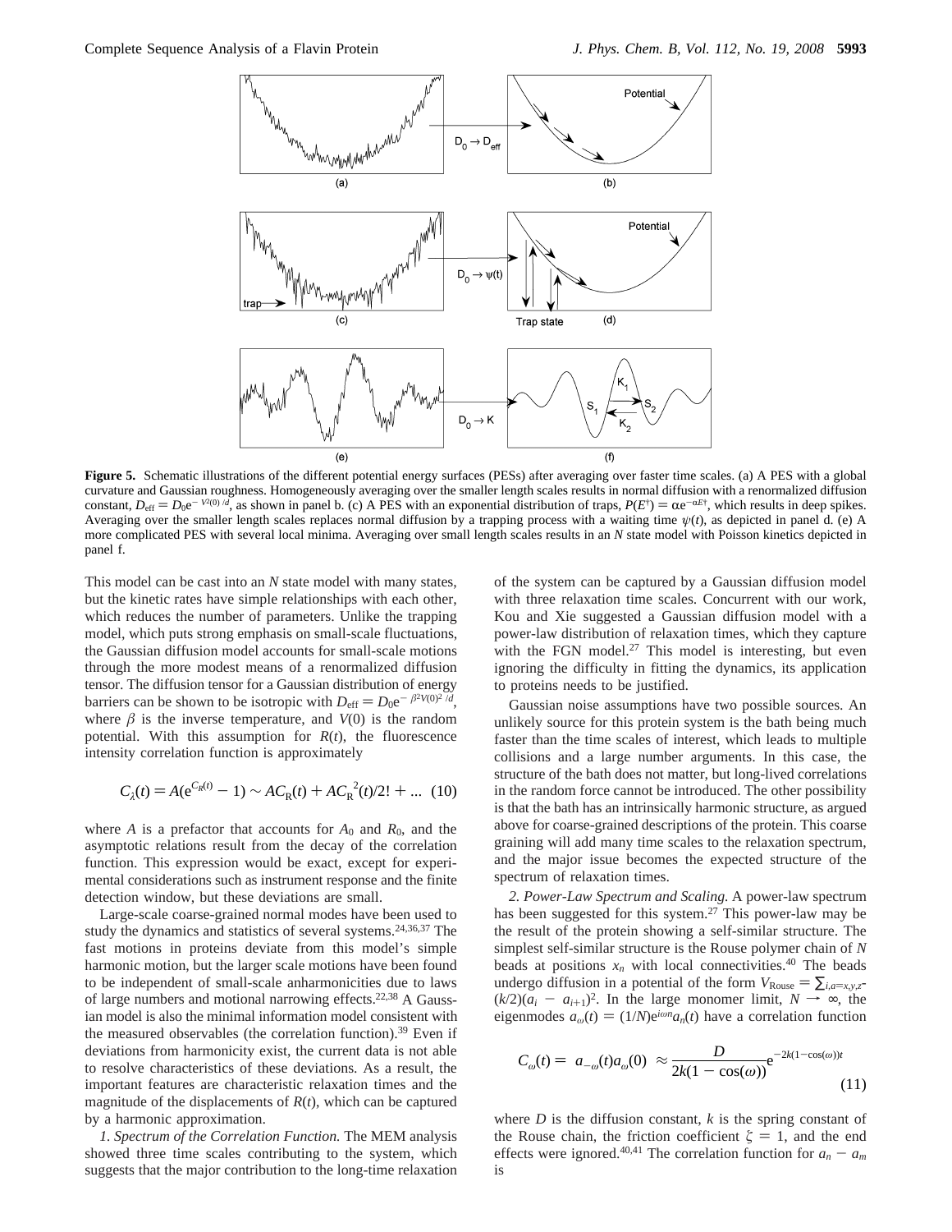**Figure 5.** Schematic illustrations of the different potential energy surfaces (PESs) after averaging over faster time scales. (a) A PES with a global curvature and Gaussian roughness. Homogeneously averaging over the smaller length scales results in normal diffusion with a renormalized diffusion constant, $D_{\mathrm{eff}} = D_0 e^{-V^2(0)/d}$, as shown in panel b. (c) A PES with an exponential distribution of traps, $P(E^{\dagger}) = \alpha e^{-\alpha E^{\dagger}}$, which results in deep spikes. Averaging over the smaller length scales replaces normal diffusion by a trapping process with a waiting time $\psi(t)$, as depicted in panel d. (e) A more complicated PES with several local minima. Averaging over small length scales results in an $N$ state model with Poisson kinetics depicted in panel f.

This model can be cast into an $N$ state model with many states, but the kinetic rates have simple relationships with each other, which reduces the number of parameters. Unlike the trapping model, which puts strong emphasis on small-scale fluctuations, the Gaussian diffusion model accounts for small-scale motions through the more modest means of a renormalized diffusion tensor. The diffusion tensor for a Gaussian distribution of energy barriers can be shown to be isotropic with $D_{\mathrm{eff}} = D_0 e^{-\beta^2 V(0)^2/d}$, where $\beta$ is the inverse temperature, and $V(0)$ is the random potential. With this assumption for $R(t)$, the fluorescence intensity correlation function is approximately

$$C_{\lambda}(t) = A(e^{C_R(t)} - 1) \sim AC_R(t) + AC_R^{\ 2}(t)/2! + ... \quad (10)$$

where $A$ is a prefactor that accounts for $A_0$ and $R_0$, and the asymptotic relations result from the decay of the correlation function. This expression would be exact, except for experimental considerations such as instrument response and the finite detection window, but these deviations are small.

Large-scale coarse-grained normal modes have been used to study the dynamics and statistics of several systems.[24,36,37] The fast motions in proteins deviate from this model's simple harmonic motion, but the larger scale motions have been found to be independent of small-scale anharmonicities due to laws of large numbers and motional narrowing effects.[22,38] A Gaussian model is also the minimal information model consistent with the measured observables (the correlation function).[39] Even if deviations from harmonicity exist, the current data is not able to resolve characteristics of these deviations. As a result, the important features are characteristic relaxation times and the magnitude of the displacements of $R(t)$, which can be captured by a harmonic approximation.

*1. Spectrum of the Correlation Function.* The MEM analysis showed three time scales contributing to the system, which suggests that the major contribution to the long-time relaxation of the system can be captured by a Gaussian diffusion model with three relaxation time scales. Concurrent with our work, Kou and Xie suggested a Gaussian diffusion model with a power-law distribution of relaxation times, which they capture with the FGN model.[27] This model is interesting, but even ignoring the difficulty in fitting the dynamics, its application to proteins needs to be justified.

Gaussian noise assumptions have two possible sources. An unlikely source for this protein system is the bath being much faster than the time scales of interest, which leads to multiple collisions and a large number arguments. In this case, the structure of the bath does not matter, but long-lived correlations in the random force cannot be introduced. The other possibility is that the bath has an intrinsically harmonic structure, as argued above for coarse-grained descriptions of the protein. This coarse graining will add many time scales to the relaxation spectrum, and the major issue becomes the expected structure of the spectrum of relaxation times.

*2. Power-Law Spectrum and Scaling.* A power-law spectrum has been suggested for this system.[27] This power-law may be the result of the protein showing a self-similar structure. The simplest self-similar structure is the Rouse polymer chain of $N$ beads at positions $x_n$ with local connectivities.[40] The beads undergo diffusion in a potential of the form $V_{\mathrm{Rouse}} = \sum_{i,a=x,y,z}(k/2)(a_i - a_{i+1})^2$. In the large monomer limit, $N \to \infty$, the eigenmodes $a_{\omega}(t) = (1/N)e^{i\omega n}a_n(t)$ have a correlation function

$$C_{\omega}(t) = \langle a_{-\omega}(t)a_{\omega}(0)\rangle \approx \frac{D}{2k(1 - \cos(\omega))}e^{-2k(1-\cos(\omega))t} \quad (11)$$

where $D$ is the diffusion constant, $k$ is the spring constant of the Rouse chain, the friction coefficient $\zeta = 1$, and the end effects were ignored.[40,41] The correlation function for $a_n - a_m$ is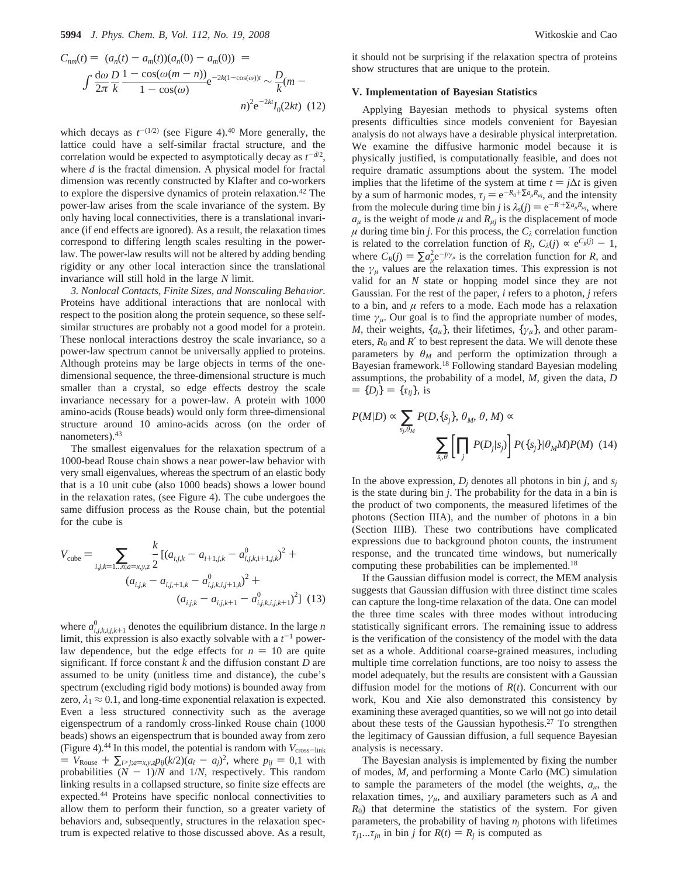$$C_{nm}(t) = \langle (a_n(t) - a_m(t))(a_n(0) - a_m(0)) \rangle = \int \frac{d\omega}{2\pi} \frac{D}{k} \frac{1 - \cos(\omega(m-n))}{1 - \cos(\omega)} e^{-2k(1-\cos(\omega))t} \sim \frac{D}{k}(m - n)^2 e^{-2kt} I_0(2kt) \quad (12)$$

which decays as $t^{-(1/2)}$ (see Figure 4).[40] More generally, the lattice could have a self-similar fractal structure, and the correlation would be expected to asymptotically decay as $t^{-d/2}$, where $d$ is the fractal dimension. A physical model for fractal dimension was recently constructed by Klafter and co-workers to explore the dispersive dynamics of protein relaxation.[42] The power-law arises from the scale invariance of the system. By only having local connectivities, there is a translational invariance (if end effects are ignored). As a result, the relaxation times correspond to differing length scales resulting in the power-law. The power-law results will not be altered by adding bending rigidity or any other local interaction since the translational invariance will still hold in the large $N$ limit.

*3. Nonlocal Contacts, Finite Sizes, and Nonscaling Behavior.* Proteins have additional interactions that are nonlocal with respect to the position along the protein sequence, so these self-similar structures are probably not a good model for a protein. These nonlocal interactions destroy the scale invariance, so a power-law spectrum cannot be universally applied to proteins. Although proteins may be large objects in terms of the one-dimensional sequence, the three-dimensional structure is much smaller than a crystal, so edge effects destroy the scale invariance necessary for a power-law. A protein with 1000 amino-acids (Rouse beads) would only form three-dimensional structure around 10 amino-acids across (on the order of nanometers).[43]

The smallest eigenvalues for the relaxation spectrum of a 1000-bead Rouse chain shows a near power-law behavior with very small eigenvalues, whereas the spectrum of an elastic body that is a 10 unit cube (also 1000 beads) shows a lower bound in the relaxation rates, (see Figure 4). The cube undergoes the same diffusion process as the Rouse chain, but the potential for the cube is

$$V_{\text{cube}} = \sum_{i,j,k=1...n;a=x,y,z} \frac{k}{2} [(a_{i,j,k} - a_{i+1,j,k} - a^0_{i,j,k,i+1,j,k})^2 + (a_{i,j,k} - a_{i,j,+1,k} - a^0_{i,j,k,i,j+1,k})^2 + (a_{i,j,k} - a_{i,j,k+1} - a^0_{i,j,k,i,j,k+1})^2] \quad (13)$$

where $a^0_{i,j,k,i,j,k+1}$ denotes the equilibrium distance. In the large $n$ limit, this expression is also exactly solvable with a $t^{-1}$ power-law dependence, but the edge effects for $n = 10$ are quite significant. If force constant $k$ and the diffusion constant $D$ are assumed to be unity (unitless time and distance), the cube's spectrum (excluding rigid body motions) is bounded away from zero, $\lambda_1 \approx 0.1$, and long-time exponential relaxation is expected. Even a less structured connectivity such as the average eigenspectrum of a randomly cross-linked Rouse chain (1000 beads) shows an eigenspectrum that is bounded away from zero (Figure 4).[44] In this model, the potential is random with $V_{\text{cross-link}} = V_{\text{Rouse}} + \sum_{i>j;a=x,y,z} p_{ij}(k/2)(a_i - a_j)^2$, where $p_{ij} = 0,1$ with probabilities $(N - 1)/N$ and $1/N$, respectively. This random linking results in a collapsed structure, so finite size effects are expected.[44] Proteins have specific nonlocal connectivities to allow them to perform their function, so a greater variety of behaviors and, subsequently, structures in the relaxation spectrum is expected relative to those discussed above. As a result, it should not be surprising if the relaxation spectra of proteins show structures that are unique to the protein.

## V. Implementation of Bayesian Statistics

Applying Bayesian methods to physical systems often presents difficulties since models convenient for Bayesian analysis do not always have a desirable physical interpretation. We examine the diffusive harmonic model because it is physically justified, is computationally feasible, and does not require dramatic assumptions about the system. The model implies that the lifetime of the system at time $t = j\Delta t$ is given by a sum of harmonic modes, $\tau_j = e^{-R_0 + \sum a_\mu R_{\mu j}}$, and the intensity from the molecule during time bin $j$ is $\lambda_s(j) = e^{-R' + \sum a_\mu R_{\mu j}}$, where $a_\mu$ is the weight of mode $\mu$ and $R_{\mu j}$ is the displacement of mode $\mu$ during time bin $j$. For this process, the $C_\lambda$ correlation function is related to the correlation function of $R_j$, $C_\lambda(j) \propto e^{C_R(j)} - 1$, where $C_R(j) = \sum a_\mu^2 e^{-j/\gamma_\mu}$ is the correlation function for $R$, and the $\gamma_\mu$ values are the relaxation times. This expression is not valid for an $N$ state or hopping model since they are not Gaussian. For the rest of the paper, $i$ refers to a photon, $j$ refers to a bin, and $\mu$ refers to a mode. Each mode has a relaxation time $\gamma_\mu$. Our goal is to find the appropriate number of modes, $M$, their weights, $\{a_\mu\}$, their lifetimes, $\{\gamma_\mu\}$, and other parameters, $R_0$ and $R'$ to best represent the data. We will denote these parameters by $\theta_M$ and perform the optimization through a Bayesian framework.[18] Following standard Bayesian modeling assumptions, the probability of a model, $M$, given the data, $D = \{D_j\} = \{\tau_{ij}\}$, is

$$P(M|D) \propto \sum_{s_j,\theta_M} P(D,\{s_j\},\theta_M,\theta,M) \propto \sum_{s_j,\theta} \left[\prod_j P(D_j|s_j)\right] P(\{s_j\}|\theta_M M) P(M) \quad (14)$$

In the above expression, $D_j$ denotes all photons in bin $j$, and $s_j$ is the state during bin $j$. The probability for the data in a bin is the product of two components, the measured lifetimes of the photons (Section IIIA), and the number of photons in a bin (Section IIIB). These two contributions have complicated expressions due to background photon counts, the instrument response, and the truncated time windows, but numerically computing these probabilities can be implemented.[18]

If the Gaussian diffusion model is correct, the MEM analysis suggests that Gaussian diffusion with three distinct time scales can capture the long-time relaxation of the data. One can model the three time scales with three modes without introducing statistically significant errors. The remaining issue to address is the verification of the consistency of the model with the data set as a whole. Additional coarse-grained measures, including multiple time correlation functions, are too noisy to assess the model adequately, but the results are consistent with a Gaussian diffusion model for the motions of $R(t)$. Concurrent with our work, Kou and Xie also demonstrated this consistency by examining these averaged quantities, so we will not go into detail about these tests of the Gaussian hypothesis.[27] To strengthen the legitimacy of Gaussian diffusion, a full sequence Bayesian analysis is necessary.

The Bayesian analysis is implemented by fixing the number of modes, $M$, and performing a Monte Carlo (MC) simulation to sample the parameters of the model (the weights, $a_\mu$, the relaxation times, $\gamma_\mu$, and auxiliary parameters such as $A$ and $R_0$) that determine the statistics of the system. For given parameters, the probability of having $n_j$ photons with lifetimes $\tau_{j1}...\tau_{jn}$ in bin $j$ for $R(t) = R_j$ is computed as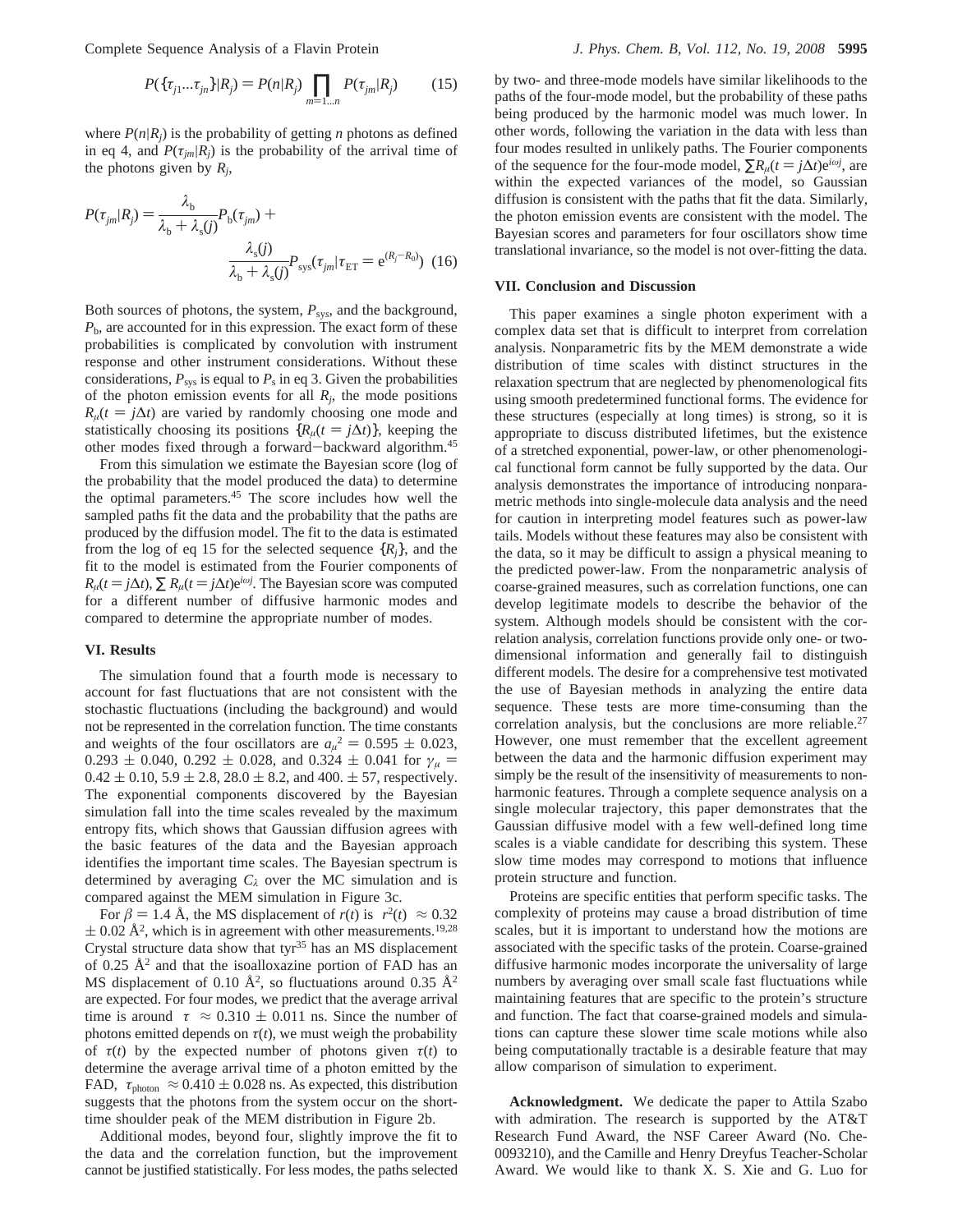$$P(\{\tau_{j1}...\tau_{jn}\}|R_j) = P(n|R_j) \prod_{m=1...n} P(\tau_{jm}|R_j) \quad (15)$$

where $P(n|R_j)$ is the probability of getting $n$ photons as defined in eq 4, and $P(\tau_{jm}|R_j)$ is the probability of the arrival time of the photons given by $R_j$,

$$P(\tau_{jm}|R_j) = \frac{\lambda_b}{\lambda_b + \lambda_s(j)} P_b(\tau_{jm}) + \frac{\lambda_s(j)}{\lambda_b + \lambda_s(j)} P_{sys}(\tau_{jm}|\tau_{ET} = e^{(R_j - R_0)}) \quad (16)$$

Both sources of photons, the system, $P_{sys}$, and the background, $P_b$, are accounted for in this expression. The exact form of these probabilities is complicated by convolution with instrument response and other instrument considerations. Without these considerations, $P_{sys}$ is equal to $P_s$ in eq 3. Given the probabilities of the photon emission events for all $R_j$, the mode positions $R_\mu(t = j\Delta t)$ are varied by randomly choosing one mode and statistically choosing its positions $\{R_\mu(t = j\Delta t)\}$, keeping the other modes fixed through a forward–backward algorithm.[45]

From this simulation we estimate the Bayesian score (log of the probability that the model produced the data) to determine the optimal parameters.[45] The score includes how well the sampled paths fit the data and the probability that the paths are produced by the diffusion model. The fit to the data is estimated from the log of eq 15 for the selected sequence $\{R_j\}$, and the fit to the model is estimated from the Fourier components of $R_\mu(t = j\Delta t)$, $\sum R_\mu(t = j\Delta t)e^{i\omega j}$. The Bayesian score was computed for a different number of diffusive harmonic modes and compared to determine the appropriate number of modes.

## VI. Results

The simulation found that a fourth mode is necessary to account for fast fluctuations that are not consistent with the stochastic fluctuations (including the background) and would not be represented in the correlation function. The time constants and weights of the four oscillators are $a_\mu^2 = 0.595 \pm 0.023$, $0.293 \pm 0.040$, $0.292 \pm 0.028$, and $0.324 \pm 0.041$ for $\gamma_\mu = 0.42 \pm 0.10$, $5.9 \pm 2.8$, $28.0 \pm 8.2$, and $400. \pm 57$, respectively. The exponential components discovered by the Bayesian simulation fall into the time scales revealed by the maximum entropy fits, which shows that Gaussian diffusion agrees with the basic features of the data and the Bayesian approach identifies the important time scales. The Bayesian spectrum is determined by averaging $C_\lambda$ over the MC simulation and is compared against the MEM simulation in Figure 3c.

For $\beta = 1.4$ Å, the MS displacement of $r(t)$ is $\langle r^2(t)\rangle \approx 0.32 \pm 0.02$ Å$^2$, which is in agreement with other measurements.[19,28] Crystal structure data show that tyr[35] has an MS displacement of 0.25 Å$^2$ and that the isoalloxazine portion of FAD has an MS displacement of 0.10 Å$^2$, so fluctuations around 0.35 Å$^2$ are expected. For four modes, we predict that the average arrival time is around $\langle\tau\rangle \approx 0.310 \pm 0.011$ ns. Since the number of photons emitted depends on $\tau(t)$, we must weigh the probability of $\tau(t)$ by the expected number of photons given $\tau(t)$ to determine the average arrival time of a photon emitted by the FAD, $\langle\tau_{photon}\rangle \approx 0.410 \pm 0.028$ ns. As expected, this distribution suggests that the photons from the system occur on the short-time shoulder peak of the MEM distribution in Figure 2b.

Additional modes, beyond four, slightly improve the fit to the data and the correlation function, but the improvement cannot be justified statistically. For less modes, the paths selected by two- and three-mode models have similar likelihoods to the paths of the four-mode model, but the probability of these paths being produced by the harmonic model was much lower. In other words, following the variation in the data with less than four modes resulted in unlikely paths. The Fourier components of the sequence for the four-mode model, $\sum R_\mu(t = j\Delta t)e^{i\omega j}$, are within the expected variances of the model, so Gaussian diffusion is consistent with the paths that fit the data. Similarly, the photon emission events are consistent with the model. The Bayesian scores and parameters for four oscillators show time translational invariance, so the model is not over-fitting the data.

## VII. Conclusion and Discussion

This paper examines a single photon experiment with a complex data set that is difficult to interpret from correlation analysis. Nonparametric fits by the MEM demonstrate a wide distribution of time scales with distinct structures in the relaxation spectrum that are neglected by phenomenological fits using smooth predetermined functional forms. The evidence for these structures (especially at long times) is strong, so it is appropriate to discuss distributed lifetimes, but the existence of a stretched exponential, power-law, or other phenomenological functional form cannot be fully supported by the data. Our analysis demonstrates the importance of introducing nonparametric methods into single-molecule data analysis and the need for caution in interpreting model features such as power-law tails. Models without these features may also be consistent with the data, so it may be difficult to assign a physical meaning to the predicted power-law. From the nonparametric analysis of coarse-grained measures, such as correlation functions, one can develop legitimate models to describe the behavior of the system. Although models should be consistent with the correlation analysis, correlation functions provide only one- or two-dimensional information and generally fail to distinguish different models. The desire for a comprehensive test motivated the use of Bayesian methods in analyzing the entire data sequence. These tests are more time-consuming than the correlation analysis, but the conclusions are more reliable.[27] However, one must remember that the excellent agreement between the data and the harmonic diffusion experiment may simply be the result of the insensitivity of measurements to non-harmonic features. Through a complete sequence analysis on a single molecular trajectory, this paper demonstrates that the Gaussian diffusive model with a few well-defined long time scales is a viable candidate for describing this system. These slow time modes may correspond to motions that influence protein structure and function.

Proteins are specific entities that perform specific tasks. The complexity of proteins may cause a broad distribution of time scales, but it is important to understand how the motions are associated with the specific tasks of the protein. Coarse-grained diffusive harmonic modes incorporate the universality of large numbers by averaging over small scale fast fluctuations while maintaining features that are specific to the protein's structure and function. The fact that coarse-grained models and simulations can capture these slower time scale motions while also being computationally tractable is a desirable feature that may allow comparison of simulation to experiment.

**Acknowledgment.** We dedicate the paper to Attila Szabo with admiration. The research is supported by the AT&T Research Fund Award, the NSF Career Award (No. Che-0093210), and the Camille and Henry Dreyfus Teacher-Scholar Award. We would like to thank X. S. Xie and G. Luo for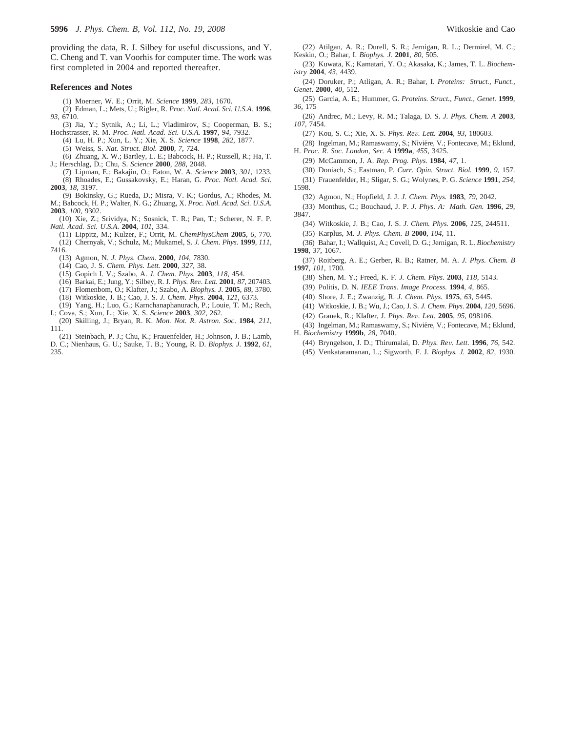providing the data, R. J. Silbey for useful discussions, and Y. C. Cheng and T. van Voorhis for computer time. The work was first completed in 2004 and reported thereafter.

### References and Notes

(1) Moerner, W. E.; Orrit, M. *Science* **1999**, *283*, 1670.

(2) Edman, L.; Mets, U.; Rigler, R. *Proc. Natl. Acad. Sci. U.S.A.* **1996**, *93*, 6710.

(3) Jia, Y.; Sytnik, A.; Li, L.; Vladimirov, S.; Cooperman, B. S.; Hochstrasser, R. M. *Proc. Natl. Acad. Sci. U.S.A.* **1997**, *94*, 7932.

(4) Lu, H. P.; Xun, L. Y.; Xie, X. S. *Science* **1998**, *282*, 1877.

(5) Weiss, S. *Nat. Struct. Biol.* **2000**, *7*, 724.

(6) Zhuang, X. W.; Bartley, L. E.; Babcock, H. P.; Russell, R.; Ha, T. J.; Herschlag, D.; Chu, S. *Science* **2000**, *288*, 2048.

(7) Lipman, E.; Bakajin, O.; Eaton, W. A. *Science* **2003**, *301*, 1233.

(8) Rhoades, E.; Gussakovsky, E.; Haran, G. *Proc. Natl. Acad. Sci.* **2003**, *18*, 3197.

(9) Bokinsky, G.; Rueda, D.; Misra, V. K.; Gordus, A.; Rhodes, M. M.; Babcock, H. P.; Walter, N. G.; Zhuang, X. *Proc. Natl. Acad. Sci. U.S.A.* **2003**, *100*, 9302.

(10) Xie, Z.; Srividya, N.; Sosnick, T. R.; Pan, T.; Scherer, N. F. P. *Natl. Acad. Sci. U.S.A.* **2004**, *101*, 334.

(11) Lippitz, M.; Kulzer, F.; Orrit, M. *ChemPhysChem* **2005**, *6*, 770.

(12) Chernyak, V.; Schulz, M.; Mukamel, S. *J. Chem. Phys*. **1999**, *111*, 7416.

(13) Agmon, N. *J. Phys. Chem.* **2000**, *104*, 7830.

(14) Cao, J. S. *Chem. Phys. Lett.* **2000**, *327*, 38.

(15) Gopich I. V.; Szabo, A. *J. Chem. Phys.* **2003**, *118*, 454.

(16) Barkai, E.; Jung, Y.; Silbey, R. J. *Phys. Rev. Lett.* **2001**, *87*, 207403.

(17) Flomenbom, O.; Klafter, J.; Szabo, A. *Biophys. J.* **2005**, *88*, 3780.

(18) Witkoskie, J. B.; Cao, J. S. *J. Chem. Phys*. **2004**, *121*, 6373.

(19) Yang, H.; Luo, G.; Karnchanaphanurach, P.; Louie, T. M.; Rech, I.; Cova, S.; Xun, L.; Xie, X. S. *Science* **2003**, *302*, 262.

(20) Skilling, J.; Bryan, R. K. *Mon. Not. R. Astron. Soc*. **1984**, *211*, 111.

(21) Steinbach, P. J.; Chu, K.; Frauenfelder, H.; Johnson, J. B.; Lamb, D. C.; Nienhaus, G. U.; Sauke, T. B.; Young, R. D. *Biophys. J.* **1992**, *61*, 235.

(22) Atilgan, A. R.; Durell, S. R.; Jernigan, R. L.; Dermirel, M. C.; Keskin, O.; Bahar, I. *Biophys. J.* **2001**, *80*, 505.

(23) Kuwata, K.; Kamatari, Y. O.; Akasaka, K.; James, T. L. *Biochemistry* **2004**, *43*, 4439.

(24) Doruker, P.; Atligan, A. R.; Bahar, I. *Proteins: Struct., Funct., Genet*. **2000**, *40*, 512.

(25) Garcia, A. E.; Hummer, G. *Proteins. Struct., Funct., Genet.* **1999**, *36*, 175

(26) Andrec, M.; Levy, R. M.; Talaga, D. S. *J. Phys. Chem. A* **2003**, *107*, 7454.

(27) Kou, S. C.; Xie, X. S. *Phys. Rev. Lett.* **2004**, *93*, 180603.

(28) Ingelman, M.; Ramaswamy, S.; Niviére, V.; Fontecave, M.; Eklund, H. *Proc. R. Soc. London, Ser. A* **1999a**, *455*, 3425.

(29) McCammon, J. A. *Rep. Prog. Phys.* **1984**, *47*, 1.

(30) Doniach, S.; Eastman, P. *Curr. Opin. Struct. Biol.* **1999**, *9*, 157.

(31) Frauenfelder, H.; Sligar, S. G.; Wolynes, P. G. *Science* **1991**, *254*, 1598.

(32) Agmon, N.; Hopfield, J. J. *J. Chem. Phys.* **1983**, *79*, 2042.

(33) Monthus, C.; Bouchaud, J. P. *J. Phys. A: Math. Gen.* **1996**, *29*, 3847.

(34) Witkoskie, J. B.; Cao, J. S. *J. Chem. Phys.* **2006**, *125*, 244511.

(35) Karplus, M. *J. Phys. Chem. B* **2000**, *104*, 11.

(36) Bahar, I.; Wallquist, A.; Covell, D. G.; Jernigan, R. L. *Biochemistry* **1998**, *37*, 1067.

(37) Roitberg, A. E.; Gerber, R. B.; Ratner, M. A. *J. Phys. Chem. B* **1997**, *101*, 1700.

(38) Shen, M. Y.; Freed, K. F. *J. Chem. Phys.* **2003**, *118*, 5143.

(39) Politis, D. N. *IEEE Trans. Image Process.* **1994**, *4*, 865.

(40) Shore, J. E.; Zwanzig, R. *J. Chem. Phys.* **1975**, *63*, 5445.

(41) Witkoskie, J. B.; Wu, J.; Cao, J. S. *J. Chem. Phys*. **2004**, *120*, 5696.

(42) Granek, R.; Klafter, J. *Phys. Rev. Lett.* **2005**, *95*, 098106.

(43) Ingelman, M.; Ramaswamy, S.; Niviére, V.; Fontecave, M.; Eklund, H. *Biochemistry* **1999b**, *28*, 7040.

(44) Bryngelson, J. D.; Thirumalai, D. *Phys. Rev. Lett*. **1996**, *76*, 542.

(45) Venkataramanan, L.; Sigworth, F. J. *Biophys. J.* **2002**, *82*, 1930.